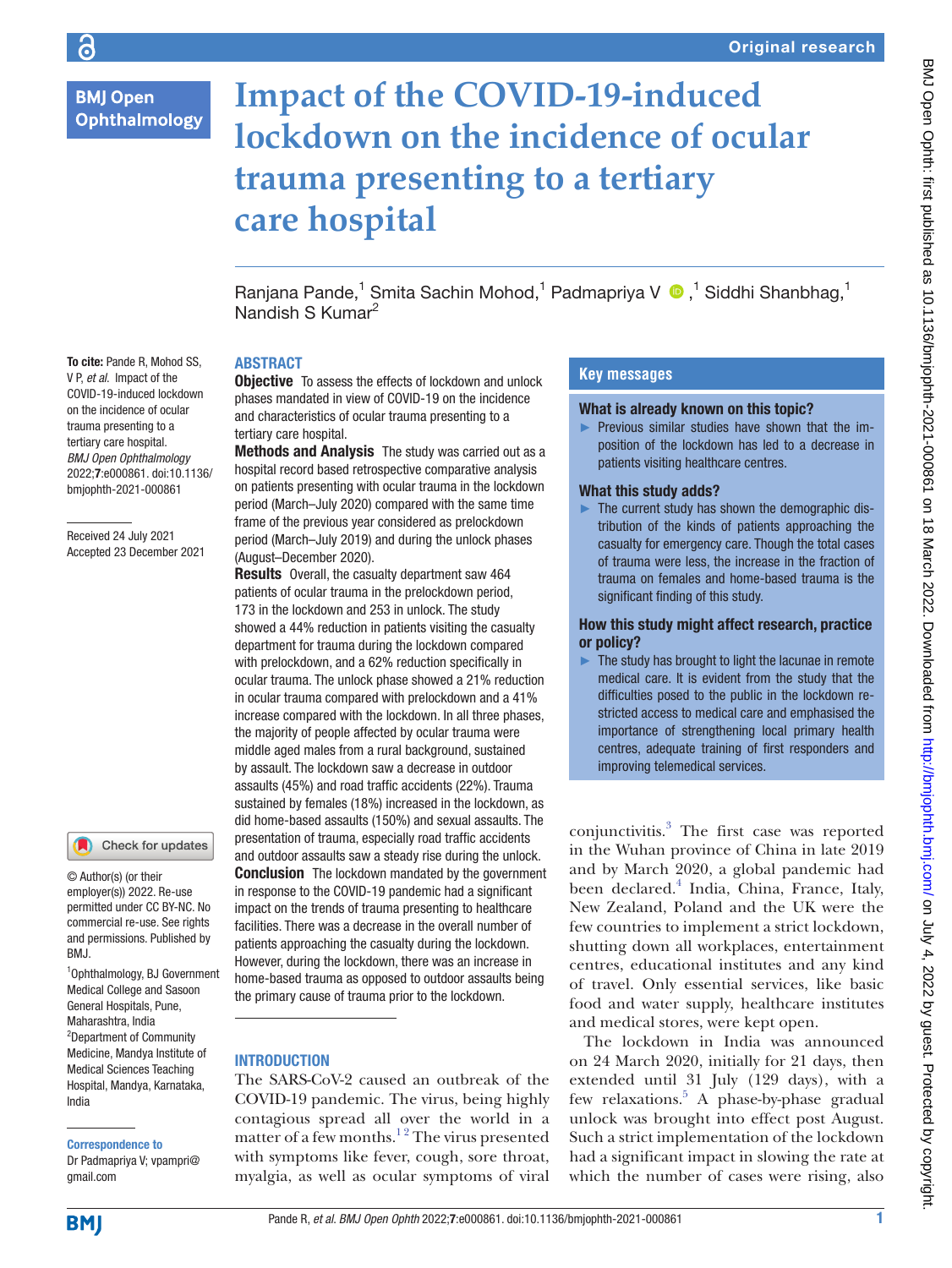# Impact of the COVID-19-induced lockdown on the incidence of ocular trauma presenting to a tertiary care hospital

Ranjana Pande,[1] Smita Sachin Mohod,[1] Padmapriya V,[1] Siddhi Shanbhag,[1] Nandish S Kumar[2]

**To cite:** Pande R, Mohod SS, V P, *et al.* Impact of the COVID-19-induced lockdown on the incidence of ocular trauma presenting to a tertiary care hospital. *BMJ Open Ophthalmology* 2022;**7**:e000861. doi:10.1136/bmjophth-2021-000861

Received 24 July 2021
Accepted 23 December 2021

© Author(s) (or their employer(s)) 2022. Re-use permitted under CC BY-NC. No commercial re-use. See rights and permissions. Published by BMJ.

[1]Ophthalmology, BJ Government Medical College and Sasoon General Hospitals, Pune, Maharashtra, India
[2]Department of Community Medicine, Mandya Institute of Medical Sciences Teaching Hospital, Mandya, Karnataka, India

**Correspondence to**
Dr Padmapriya V; vpampri@gmail.com

## ABSTRACT

**Objective** To assess the effects of lockdown and unlock phases mandated in view of COVID-19 on the incidence and characteristics of ocular trauma presenting to a tertiary care hospital.

**Methods and Analysis** The study was carried out as a hospital record based retrospective comparative analysis on patients presenting with ocular trauma in the lockdown period (March–July 2020) compared with the same time frame of the previous year considered as prelockdown period (March–July 2019) and during the unlock phases (August–December 2020).

**Results** Overall, the casualty department saw 464 patients of ocular trauma in the prelockdown period, 173 in the lockdown and 253 in unlock. The study showed a 44% reduction in patients visiting the casualty department for trauma during the lockdown compared with prelockdown, and a 62% reduction specifically in ocular trauma. The unlock phase showed a 21% reduction in ocular trauma compared with prelockdown and a 41% increase compared with the lockdown. In all three phases, the majority of people affected by ocular trauma were middle aged males from a rural background, sustained by assault. The lockdown saw a decrease in outdoor assaults (45%) and road traffic accidents (22%). Trauma sustained by females (18%) increased in the lockdown, as did home-based assaults (150%) and sexual assaults. The presentation of trauma, especially road traffic accidents and outdoor assaults saw a steady rise during the unlock.

**Conclusion** The lockdown mandated by the government in response to the COVID-19 pandemic had a significant impact on the trends of trauma presenting to healthcare facilities. There was a decrease in the overall number of patients approaching the casualty during the lockdown. However, during the lockdown, there was an increase in home-based trauma as opposed to outdoor assaults being the primary cause of trauma prior to the lockdown.

## Key messages

### What is already known on this topic?

- Previous similar studies have shown that the imposition of the lockdown has led to a decrease in patients visiting healthcare centres.

### What this study adds?

- The current study has shown the demographic distribution of the kinds of patients approaching the casualty for emergency care. Though the total cases of trauma were less, the increase in the fraction of trauma on females and home-based trauma is the significant finding of this study.

### How this study might affect research, practice or policy?

- The study has brought to light the lacunae in remote medical care. It is evident from the study that the difficulties posed to the public in the lockdown restricted access to medical care and emphasised the importance of strengthening local primary health centres, adequate training of first responders and improving telemedical services.

## INTRODUCTION

The SARS-CoV-2 caused an outbreak of the COVID-19 pandemic. The virus, being highly contagious spread all over the world in a matter of a few months.[1,2] The virus presented with symptoms like fever, cough, sore throat, myalgia, as well as ocular symptoms of viral conjunctivitis.[3] The first case was reported in the Wuhan province of China in late 2019 and by March 2020, a global pandemic had been declared.[4] India, China, France, Italy, New Zealand, Poland and the UK were the few countries to implement a strict lockdown, shutting down all workplaces, entertainment centres, educational institutes and any kind of travel. Only essential services, like basic food and water supply, healthcare institutes and medical stores, were kept open.

The lockdown in India was announced on 24 March 2020, initially for 21 days, then extended until 31 July (129 days), with a few relaxations.[5] A phase-by-phase gradual unlock was brought into effect post August. Such a strict implementation of the lockdown had a significant impact in slowing the rate at which the number of cases were rising, also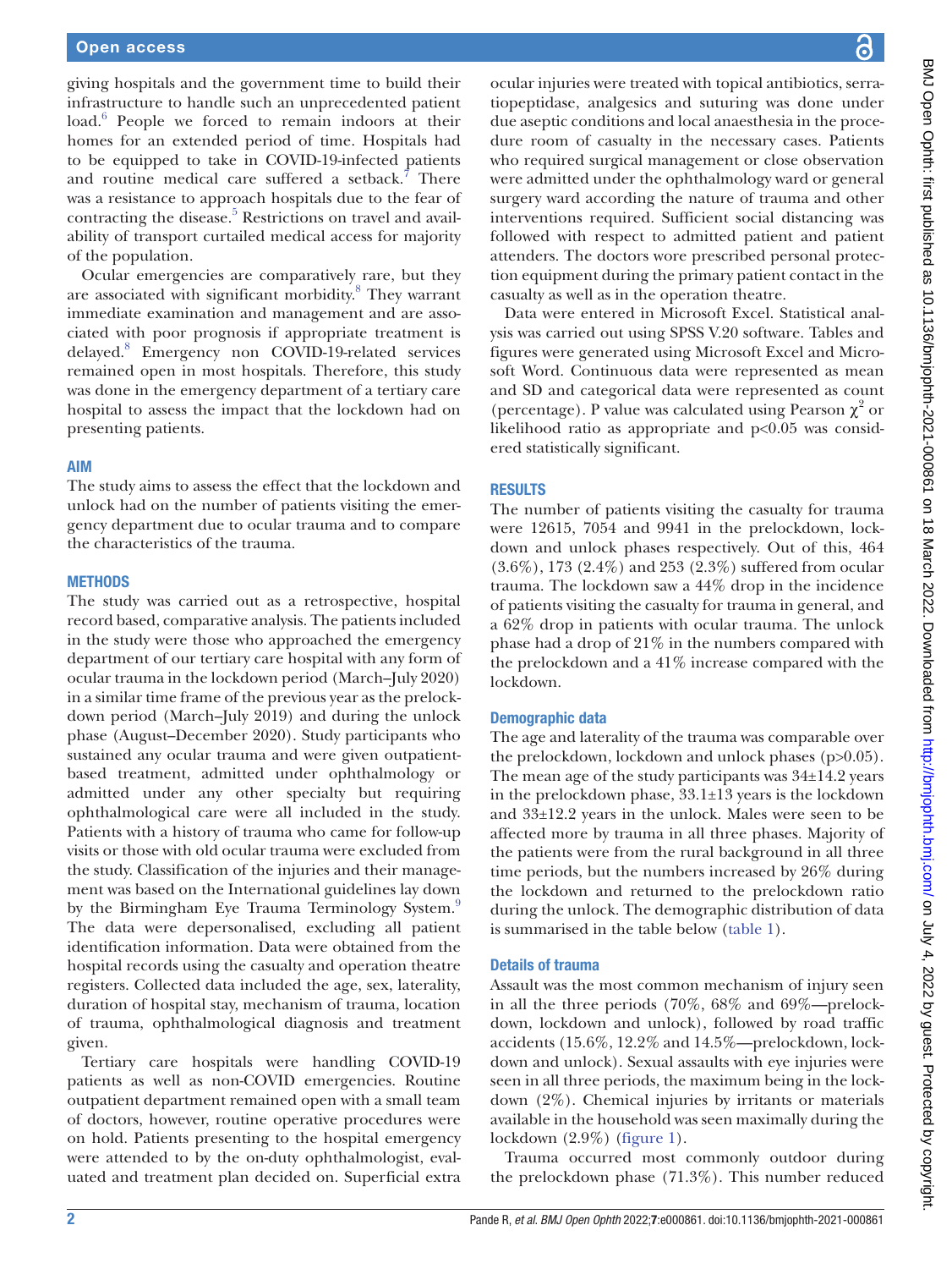giving hospitals and the government time to build their infrastructure to handle such an unprecedented patient load.[6] People we forced to remain indoors at their homes for an extended period of time. Hospitals had to be equipped to take in COVID-19-infected patients and routine medical care suffered a setback.[7] There was a resistance to approach hospitals due to the fear of contracting the disease.[5] Restrictions on travel and availability of transport curtailed medical access for majority of the population.

Ocular emergencies are comparatively rare, but they are associated with significant morbidity.[8] They warrant immediate examination and management and are associated with poor prognosis if appropriate treatment is delayed.[8] Emergency non COVID-19-related services remained open in most hospitals. Therefore, this study was done in the emergency department of a tertiary care hospital to assess the impact that the lockdown had on presenting patients.

## AIM

The study aims to assess the effect that the lockdown and unlock had on the number of patients visiting the emergency department due to ocular trauma and to compare the characteristics of the trauma.

## METHODS

The study was carried out as a retrospective, hospital record based, comparative analysis. The patients included in the study were those who approached the emergency department of our tertiary care hospital with any form of ocular trauma in the lockdown period (March–July 2020) in a similar time frame of the previous year as the prelockdown period (March–July 2019) and during the unlock phase (August–December 2020). Study participants who sustained any ocular trauma and were given outpatient-based treatment, admitted under ophthalmology or admitted under any other specialty but requiring ophthalmological care were all included in the study. Patients with a history of trauma who came for follow-up visits or those with old ocular trauma were excluded from the study. Classification of the injuries and their management was based on the International guidelines lay down by the Birmingham Eye Trauma Terminology System.[9] The data were depersonalised, excluding all patient identification information. Data were obtained from the hospital records using the casualty and operation theatre registers. Collected data included the age, sex, laterality, duration of hospital stay, mechanism of trauma, location of trauma, ophthalmological diagnosis and treatment given.

Tertiary care hospitals were handling COVID-19 patients as well as non-COVID emergencies. Routine outpatient department remained open with a small team of doctors, however, routine operative procedures were on hold. Patients presenting to the hospital emergency were attended to by the on-duty ophthalmologist, evaluated and treatment plan decided on. Superficial extra ocular injuries were treated with topical antibiotics, serratiopeptidase, analgesics and suturing was done under due aseptic conditions and local anaesthesia in the procedure room of casualty in the necessary cases. Patients who required surgical management or close observation were admitted under the ophthalmology ward or general surgery ward according the nature of trauma and other interventions required. Sufficient social distancing was followed with respect to admitted patient and patient attenders. The doctors wore prescribed personal protection equipment during the primary patient contact in the casualty as well as in the operation theatre.

Data were entered in Microsoft Excel. Statistical analysis was carried out using SPSS V.20 software. Tables and figures were generated using Microsoft Excel and Microsoft Word. Continuous data were represented as mean and SD and categorical data were represented as count (percentage). P value was calculated using Pearson $\chi^2$ or likelihood ratio as appropriate and $p<0.05$ was considered statistically significant.

## RESULTS

The number of patients visiting the casualty for trauma were 12615, 7054 and 9941 in the prelockdown, lockdown and unlock phases respectively. Out of this, 464 (3.6%), 173 (2.4%) and 253 (2.3%) suffered from ocular trauma. The lockdown saw a 44% drop in the incidence of patients visiting the casualty for trauma in general, and a 62% drop in patients with ocular trauma. The unlock phase had a drop of 21% in the numbers compared with the prelockdown and a 41% increase compared with the lockdown.

### Demographic data

The age and laterality of the trauma was comparable over the prelockdown, lockdown and unlock phases ($p>0.05$). The mean age of the study participants was 34±14.2 years in the prelockdown phase, 33.1±13 years is the lockdown and 33±12.2 years in the unlock. Males were seen to be affected more by trauma in all three phases. Majority of the patients were from the rural background in all three time periods, but the numbers increased by 26% during the lockdown and returned to the prelockdown ratio during the unlock. The demographic distribution of data is summarised in the table below (table 1).

### Details of trauma

Assault was the most common mechanism of injury seen in all the three periods (70%, 68% and 69%—prelockdown, lockdown and unlock), followed by road traffic accidents (15.6%, 12.2% and 14.5%—prelockdown, lockdown and unlock). Sexual assaults with eye injuries were seen in all three periods, the maximum being in the lockdown (2%). Chemical injuries by irritants or materials available in the household was seen maximally during the lockdown (2.9%) (figure 1).

Trauma occurred most commonly outdoor during the prelockdown phase (71.3%). This number reduced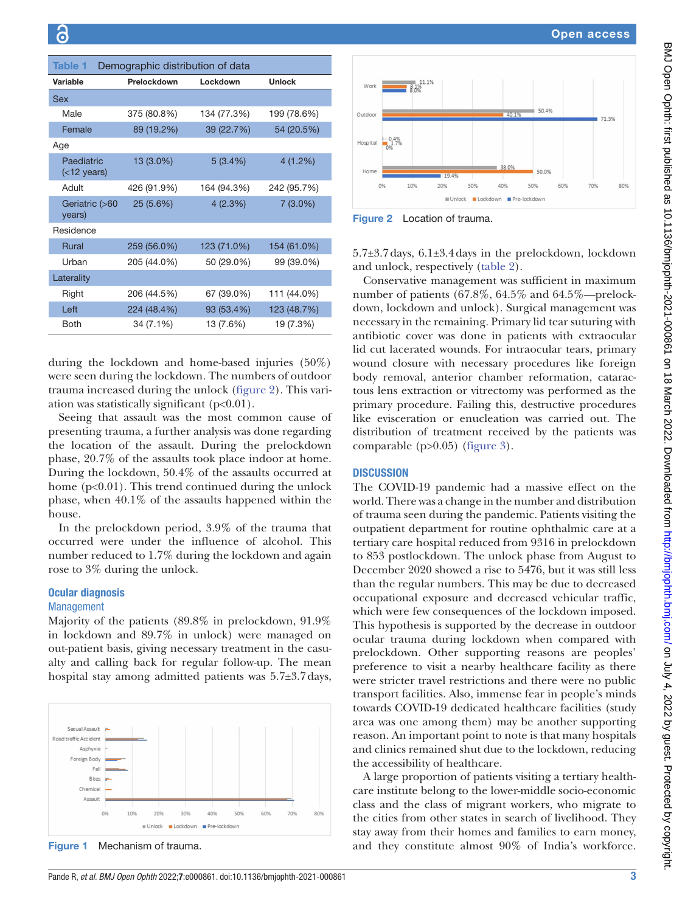**Table 1** Demographic distribution of data

| Variable | Prelockdown | Lockdown | Unlock |
|---|---|---|---|
| Sex | | | |
| Male | 375 (80.8%) | 134 (77.3%) | 199 (78.6%) |
| Female | 89 (19.2%) | 39 (22.7%) | 54 (20.5%) |
| Age | | | |
| Paediatric (<12 years) | 13 (3.0%) | 5 (3.4%) | 4 (1.2%) |
| Adult | 426 (91.9%) | 164 (94.3%) | 242 (95.7%) |
| Geriatric (>60 years) | 25 (5.6%) | 4 (2.3%) | 7 (3.0%) |
| Residence | | | |
| Rural | 259 (56.0%) | 123 (71.0%) | 154 (61.0%) |
| Urban | 205 (44.0%) | 50 (29.0%) | 99 (39.0%) |
| Laterality | | | |
| Right | 206 (44.5%) | 67 (39.0%) | 111 (44.0%) |
| Left | 224 (48.4%) | 93 (53.4%) | 123 (48.7%) |
| Both | 34 (7.1%) | 13 (7.6%) | 19 (7.3%) |

during the lockdown and home-based injuries (50%) were seen during the lockdown. The numbers of outdoor trauma increased during the unlock (figure 2). This variation was statistically significant ($p<0.01$).

Seeing that assault was the most common cause of presenting trauma, a further analysis was done regarding the location of the assault. During the prelockdown phase, 20.7% of the assaults took place indoor at home. During the lockdown, 50.4% of the assaults occurred at home ($p<0.01$). This trend continued during the unlock phase, when 40.1% of the assaults happened within the house.

In the prelockdown period, 3.9% of the trauma that occurred were under the influence of alcohol. This number reduced to 1.7% during the lockdown and again rose to 3% during the unlock.

## Ocular diagnosis

### Management

Majority of the patients (89.8% in prelockdown, 91.9% in lockdown and 89.7% in unlock) were managed on out-patient basis, giving necessary treatment in the casualty and calling back for regular follow-up. The mean hospital stay among admitted patients was 5.7±3.7days, 5.7±3.7days, 6.1±3.4days in the prelockdown, lockdown and unlock, respectively (table 2).

Figure 1 Mechanism of trauma.

Figure 2 Location of trauma.

Conservative management was sufficient in maximum number of patients (67.8%, 64.5% and 64.5%—prelockdown, lockdown and unlock). Surgical management was necessary in the remaining. Primary lid tear suturing with antibiotic cover was done in patients with extraocular lid cut lacerated wounds. For intraocular tears, primary wound closure with necessary procedures like foreign body removal, anterior chamber reformation, cataractous lens extraction or vitrectomy was performed as the primary procedure. Failing this, destructive procedures like evisceration or enucleation was carried out. The distribution of treatment received by the patients was comparable ($p>0.05$) (figure 3).

## DISCUSSION

The COVID-19 pandemic had a massive effect on the world. There was a change in the number and distribution of trauma seen during the pandemic. Patients visiting the outpatient department for routine ophthalmic care at a tertiary care hospital reduced from 9316 in prelockdown to 853 postlockdown. The unlock phase from August to December 2020 showed a rise to 5476, but it was still less than the regular numbers. This may be due to decreased occupational exposure and decreased vehicular traffic, which were few consequences of the lockdown imposed. This hypothesis is supported by the decrease in outdoor ocular trauma during lockdown when compared with prelockdown. Other supporting reasons are peoples' preference to visit a nearby healthcare facility as there were stricter travel restrictions and there were no public transport facilities. Also, immense fear in people's minds towards COVID-19 dedicated healthcare facilities (study area was one among them) may be another supporting reason. An important point to note is that many hospitals and clinics remained shut due to the lockdown, reducing the accessibility of healthcare.

A large proportion of patients visiting a tertiary healthcare institute belong to the lower-middle socio-economic class and the class of migrant workers, who migrate to the cities from other states in search of livelihood. They stay away from their homes and families to earn money, and they constitute almost 90% of India's workforce.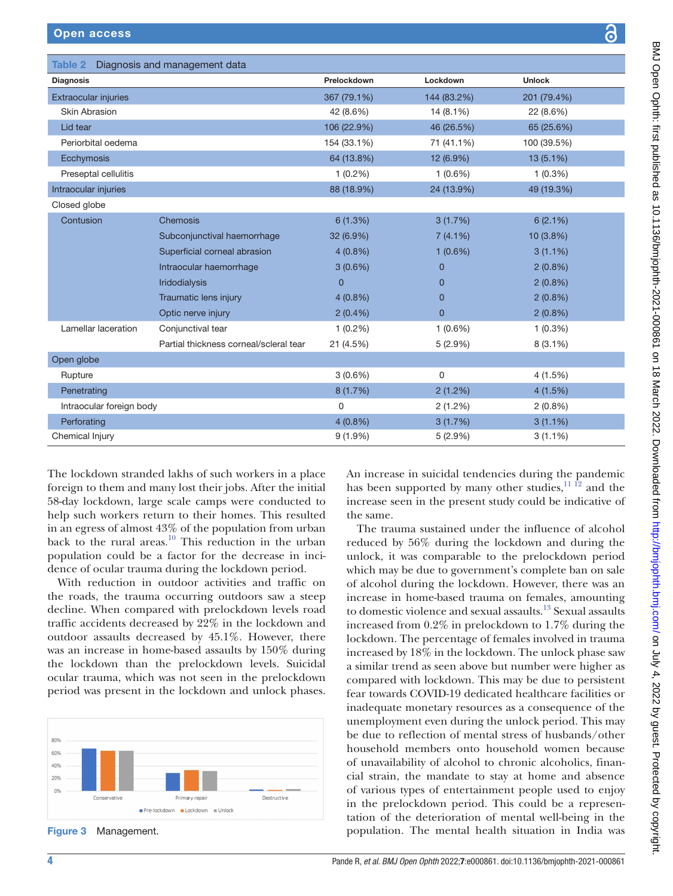**Table 2** Diagnosis and management data

| Diagnosis | | Prelockdown | Lockdown | Unlock |
|---|---|---|---|---|
| Extraocular injuries | | 367 (79.1%) | 144 (83.2%) | 201 (79.4%) |
| Skin Abrasion | | 42 (8.6%) | 14 (8.1%) | 22 (8.6%) |
| Lid tear | | 106 (22.9%) | 46 (26.5%) | 65 (25.6%) |
| Periorbital oedema | | 154 (33.1%) | 71 (41.1%) | 100 (39.5%) |
| Ecchymosis | | 64 (13.8%) | 12 (6.9%) | 13 (5.1%) |
| Preseptal cellulitis | | 1 (0.2%) | 1 (0.6%) | 1 (0.3%) |
| Intraocular injuries | | 88 (18.9%) | 24 (13.9%) | 49 (19.3%) |
| Closed globe | | | | |
| Contusion | Chemosis | 6 (1.3%) | 3 (1.7%) | 6 (2.1%) |
| | Subconjunctival haemorrhage | 32 (6.9%) | 7 (4.1%) | 10 (3.8%) |
| | Superficial corneal abrasion | 4 (0.8%) | 1 (0.6%) | 3 (1.1%) |
| | Intraocular haemorrhage | 3 (0.6%) | 0 | 2 (0.8%) |
| | Iridodialysis | 0 | 0 | 2 (0.8%) |
| | Traumatic lens injury | 4 (0.8%) | 0 | 2 (0.8%) |
| | Optic nerve injury | 2 (0.4%) | 0 | 2 (0.8%) |
| Lamellar laceration | Conjunctival tear | 1 (0.2%) | 1 (0.6%) | 1 (0.3%) |
| | Partial thickness corneal/scleral tear | 21 (4.5%) | 5 (2.9%) | 8 (3.1%) |
| Open globe | | | | |
| Rupture | | 3 (0.6%) | 0 | 4 (1.5%) |
| Penetrating | | 8 (1.7%) | 2 (1.2%) | 4 (1.5%) |
| Intraocular foreign body | | 0 | 2 (1.2%) | 2 (0.8%) |
| Perforating | | 4 (0.8%) | 3 (1.7%) | 3 (1.1%) |
| Chemical Injury | | 9 (1.9%) | 5 (2.9%) | 3 (1.1%) |

The lockdown stranded lakhs of such workers in a place foreign to them and many lost their jobs. After the initial 58-day lockdown, large scale camps were conducted to help such workers return to their homes. This resulted in an egress of almost 43% of the population from urban back to the rural areas.[10] This reduction in the urban population could be a factor for the decrease in incidence of ocular trauma during the lockdown period.

With reduction in outdoor activities and traffic on the roads, the trauma occurring outdoors saw a steep decline. When compared with prelockdown levels road traffic accidents decreased by 22% in the lockdown and outdoor assaults decreased by 45.1%. However, there was an increase in home-based assaults by 150% during the lockdown than the prelockdown levels. Suicidal ocular trauma, which was not seen in the prelockdown period was present in the lockdown and unlock phases.

Figure 3 Management.

An increase in suicidal tendencies during the pandemic has been supported by many other studies,[11,12] and the increase seen in the present study could be indicative of the same.

The trauma sustained under the influence of alcohol reduced by 56% during the lockdown and during the unlock, it was comparable to the prelockdown period which may be due to government's complete ban on sale of alcohol during the lockdown. However, there was an increase in home-based trauma on females, amounting to domestic violence and sexual assaults.[13] Sexual assaults increased from 0.2% in prelockdown to 1.7% during the lockdown. The percentage of females involved in trauma increased by 18% in the lockdown. The unlock phase saw a similar trend as seen above but number were higher as compared with lockdown. This may be due to persistent fear towards COVID-19 dedicated healthcare facilities or inadequate monetary resources as a consequence of the unemployment even during the unlock period. This may be due to reflection of mental stress of husbands/other household members onto household women because of unavailability of alcohol to chronic alcoholics, financial strain, the mandate to stay at home and absence of various types of entertainment people used to enjoy in the prelockdown period. This could be a representation of the deterioration of mental well-being in the population. The mental health situation in India was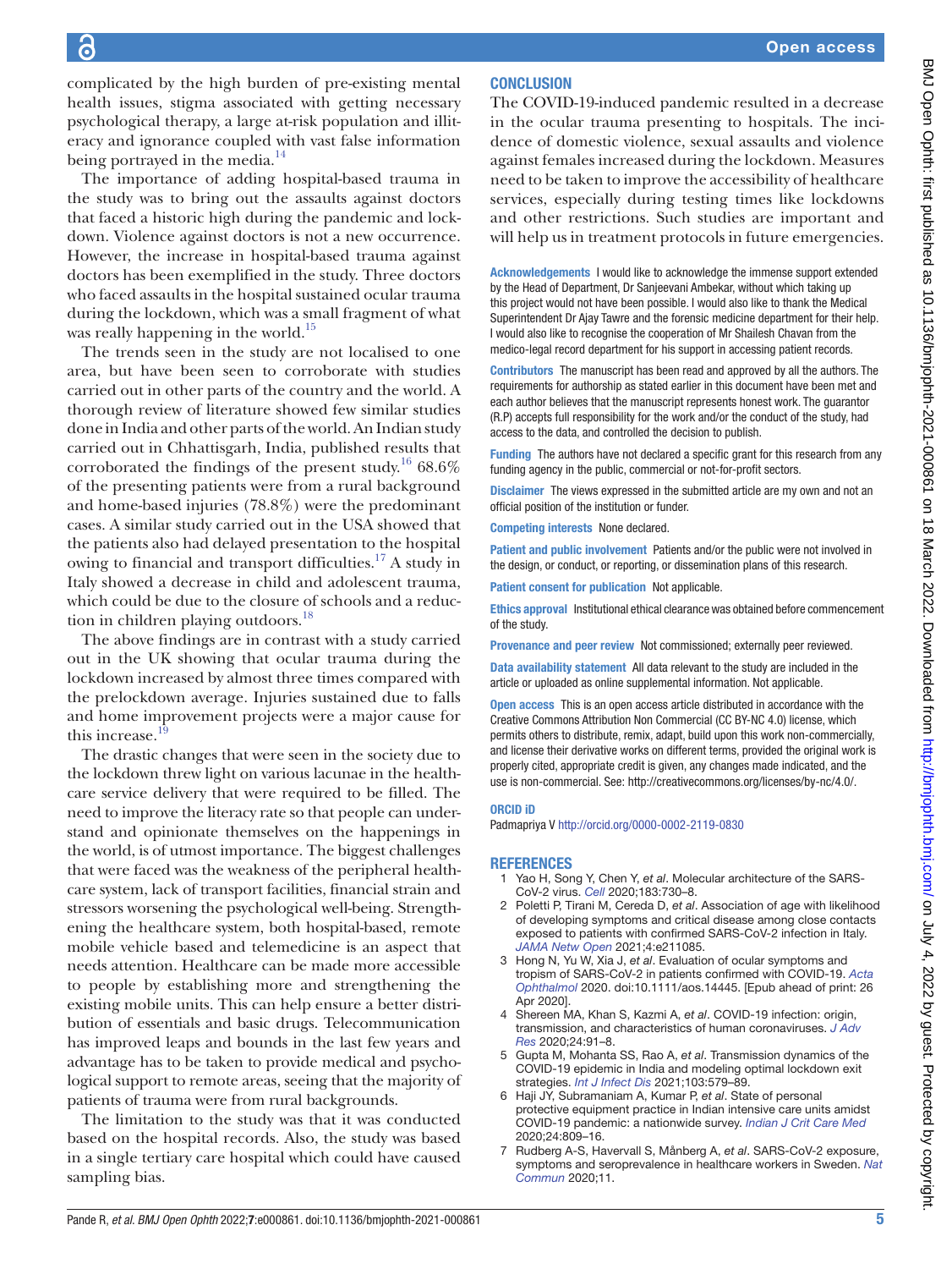complicated by the high burden of pre-existing mental health issues, stigma associated with getting necessary psychological therapy, a large at-risk population and illiteracy and ignorance coupled with vast false information being portrayed in the media.[14]

The importance of adding hospital-based trauma in the study was to bring out the assaults against doctors that faced a historic high during the pandemic and lockdown. Violence against doctors is not a new occurrence. However, the increase in hospital-based trauma against doctors has been exemplified in the study. Three doctors who faced assaults in the hospital sustained ocular trauma during the lockdown, which was a small fragment of what was really happening in the world.[15]

The trends seen in the study are not localised to one area, but have been seen to corroborate with studies carried out in other parts of the country and the world. A thorough review of literature showed few similar studies done in India and other parts of the world. An Indian study carried out in Chhattisgarh, India, published results that corroborated the findings of the present study.[16] 68.6% of the presenting patients were from a rural background and home-based injuries (78.8%) were the predominant cases. A similar study carried out in the USA showed that the patients also had delayed presentation to the hospital owing to financial and transport difficulties.[17] A study in Italy showed a decrease in child and adolescent trauma, which could be due to the closure of schools and a reduction in children playing outdoors.[18]

The above findings are in contrast with a study carried out in the UK showing that ocular trauma during the lockdown increased by almost three times compared with the prelockdown average. Injuries sustained due to falls and home improvement projects were a major cause for this increase.[19]

The drastic changes that were seen in the society due to the lockdown threw light on various lacunae in the healthcare service delivery that were required to be filled. The need to improve the literacy rate so that people can understand and opinionate themselves on the happenings in the world, is of utmost importance. The biggest challenges that were faced was the weakness of the peripheral healthcare system, lack of transport facilities, financial strain and stressors worsening the psychological well-being. Strengthening the healthcare system, both hospital-based, remote mobile vehicle based and telemedicine is an aspect that needs attention. Healthcare can be made more accessible to people by establishing more and strengthening the existing mobile units. This can help ensure a better distribution of essentials and basic drugs. Telecommunication has improved leaps and bounds in the last few years and advantage has to be taken to provide medical and psychological support to remote areas, seeing that the majority of patients of trauma were from rural backgrounds.

The limitation to the study was that it was conducted based on the hospital records. Also, the study was based in a single tertiary care hospital which could have caused sampling bias.

## CONCLUSION

The COVID-19-induced pandemic resulted in a decrease in the ocular trauma presenting to hospitals. The incidence of domestic violence, sexual assaults and violence against females increased during the lockdown. Measures need to be taken to improve the accessibility of healthcare services, especially during testing times like lockdowns and other restrictions. Such studies are important and will help us in treatment protocols in future emergencies.

**Acknowledgements** I would like to acknowledge the immense support extended by the Head of Department, Dr Sanjeevani Ambekar, without which taking up this project would not have been possible. I would also like to thank the Medical Superintendent Dr Ajay Tawre and the forensic medicine department for their help. I would also like to recognise the cooperation of Mr Shailesh Chavan from the medico-legal record department for his support in accessing patient records.

**Contributors** The manuscript has been read and approved by all the authors. The requirements for authorship as stated earlier in this document have been met and each author believes that the manuscript represents honest work. The guarantor (R.P) accepts full responsibility for the work and/or the conduct of the study, had access to the data, and controlled the decision to publish.

**Funding** The authors have not declared a specific grant for this research from any funding agency in the public, commercial or not-for-profit sectors.

**Disclaimer** The views expressed in the submitted article are my own and not an official position of the institution or funder.

**Competing interests** None declared.

**Patient and public involvement** Patients and/or the public were not involved in the design, or conduct, or reporting, or dissemination plans of this research.

**Patient consent for publication** Not applicable.

**Ethics approval** Institutional ethical clearance was obtained before commencement of the study.

**Provenance and peer review** Not commissioned; externally peer reviewed.

**Data availability statement** All data relevant to the study are included in the article or uploaded as online supplemental information. Not applicable.

**Open access** This is an open access article distributed in accordance with the Creative Commons Attribution Non Commercial (CC BY-NC 4.0) license, which permits others to distribute, remix, adapt, build upon this work non-commercially, and license their derivative works on different terms, provided the original work is properly cited, appropriate credit is given, any changes made indicated, and the use is non-commercial. See: http://creativecommons.org/licenses/by-nc/4.0/.

### ORCID iD

Padmapriya V http://orcid.org/0000-0002-2119-0830

## REFERENCES

1. Yao H, Song Y, Chen Y, *et al*. Molecular architecture of the SARS-CoV-2 virus. *Cell* 2020;183:730–8.
2. Poletti P, Tirani M, Cereda D, *et al*. Association of age with likelihood of developing symptoms and critical disease among close contacts exposed to patients with confirmed SARS-CoV-2 infection in Italy. *JAMA Netw Open* 2021;4:e211085.
3. Hong N, Yu W, Xia J, *et al*. Evaluation of ocular symptoms and tropism of SARS-CoV-2 in patients confirmed with COVID-19. *Acta Ophthalmol* 2020. doi:10.1111/aos.14445. [Epub ahead of print: 26 Apr 2020].
4. Shereen MA, Khan S, Kazmi A, *et al*. COVID-19 infection: origin, transmission, and characteristics of human coronaviruses. *J Adv Res* 2020;24:91–8.
5. Gupta M, Mohanta SS, Rao A, *et al*. Transmission dynamics of the COVID-19 epidemic in India and modeling optimal lockdown exit strategies. *Int J Infect Dis* 2021;103:579–89.
6. Haji JY, Subramaniam A, Kumar P, *et al*. State of personal protective equipment practice in Indian intensive care units amidst COVID-19 pandemic: a nationwide survey. *Indian J Crit Care Med* 2020;24:809–16.
7. Rudberg A-S, Havervall S, Månberg A, *et al*. SARS-CoV-2 exposure, symptoms and seroprevalence in healthcare workers in Sweden. *Nat Commun* 2020;11.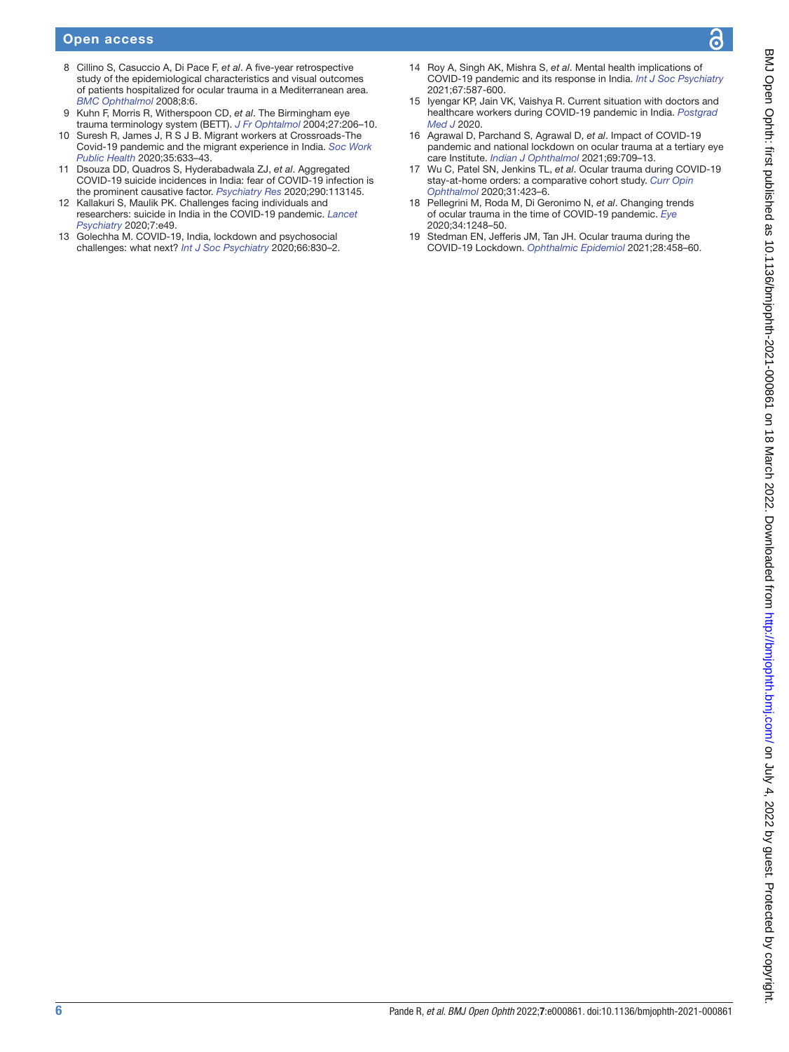8. Cillino S, Casuccio A, Di Pace F, *et al*. A five-year retrospective study of the epidemiological characteristics and visual outcomes of patients hospitalized for ocular trauma in a Mediterranean area. *BMC Ophthalmol* 2008;8:6.
9. Kuhn F, Morris R, Witherspoon CD, *et al*. The Birmingham eye trauma terminology system (BETT). *J Fr Ophtalmol* 2004;27:206–10.
10. Suresh R, James J, R S J B. Migrant workers at Crossroads-The Covid-19 pandemic and the migrant experience in India. *Soc Work Public Health* 2020;35:633–43.
11. Dsouza DD, Quadros S, Hyderabadwala ZJ, *et al*. Aggregated COVID-19 suicide incidences in India: fear of COVID-19 infection is the prominent causative factor. *Psychiatry Res* 2020;290:113145.
12. Kallakuri S, Maulik PK. Challenges facing individuals and researchers: suicide in India in the COVID-19 pandemic. *Lancet Psychiatry* 2020;7:e49.
13. Golechha M. COVID-19, India, lockdown and psychosocial challenges: what next? *Int J Soc Psychiatry* 2020;66:830–2.
14. Roy A, Singh AK, Mishra S, *et al*. Mental health implications of COVID-19 pandemic and its response in India. *Int J Soc Psychiatry* 2021;67:587-600.
15. Iyengar KP, Jain VK, Vaishya R. Current situation with doctors and healthcare workers during COVID-19 pandemic in India. *Postgrad Med J* 2020.
16. Agrawal D, Parchand S, Agrawal D, *et al*. Impact of COVID-19 pandemic and national lockdown on ocular trauma at a tertiary eye care Institute. *Indian J Ophthalmol* 2021;69:709–13.
17. Wu C, Patel SN, Jenkins TL, *et al*. Ocular trauma during COVID-19 stay-at-home orders: a comparative cohort study. *Curr Opin Ophthalmol* 2020;31:423–6.
18. Pellegrini M, Roda M, Di Geronimo N, *et al*. Changing trends of ocular trauma in the time of COVID-19 pandemic. *Eye* 2020;34:1248–50.
19. Stedman EN, Jefferis JM, Tan JH. Ocular trauma during the COVID-19 Lockdown. *Ophthalmic Epidemiol* 2021;28:458–60.